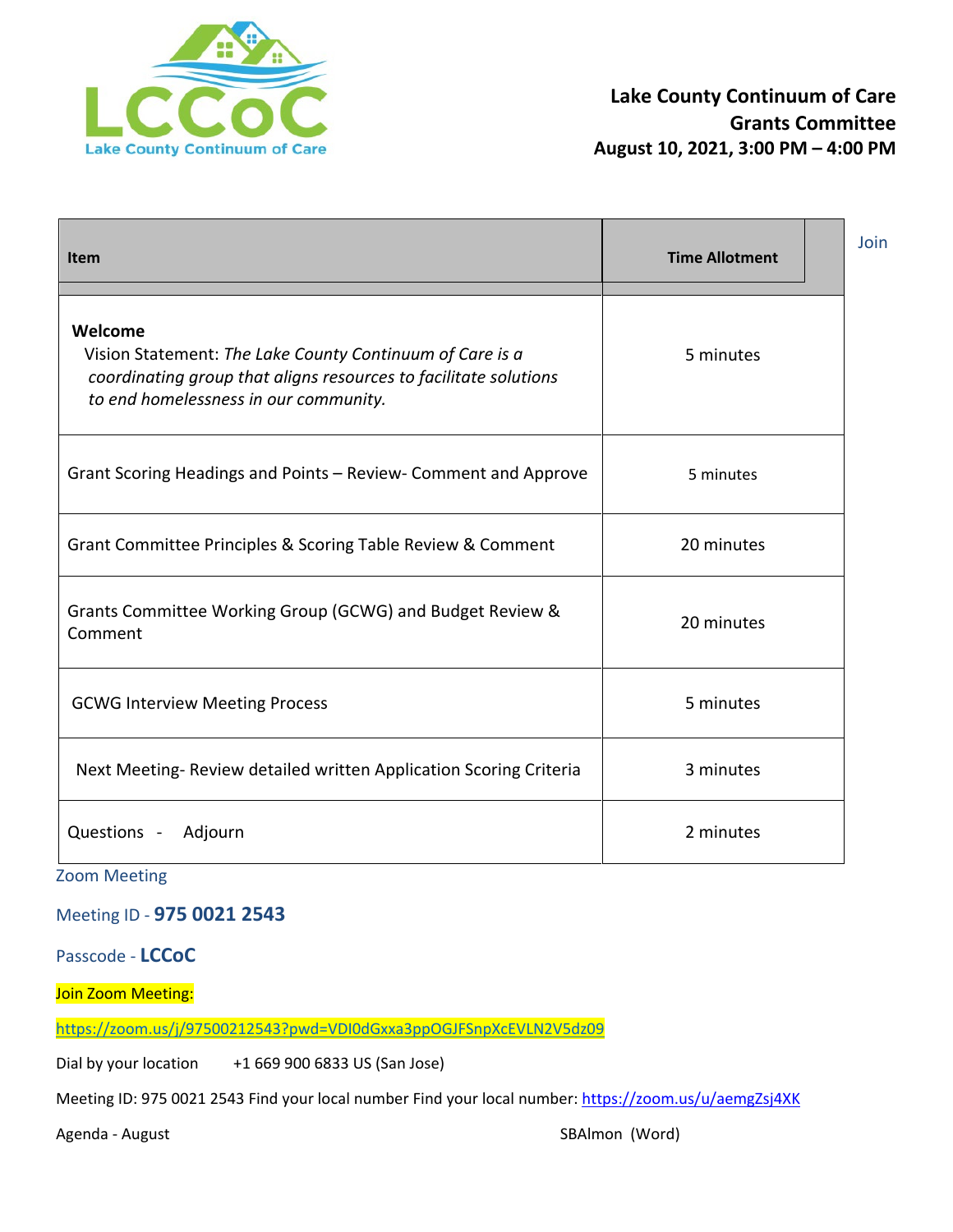LCCoC
Lake County Continuum of Care

**Lake County Continuum of Care**
**Grants Committee**
**August 10, 2021, 3:00 PM – 4:00 PM**

| Item | Time Allotment |
|---|---|
| **Welcome** Vision Statement: *The Lake County Continuum of Care is a coordinating group that aligns resources to facilitate solutions to end homelessness in our community.* | 5 minutes |
| Grant Scoring Headings and Points – Review- Comment and Approve | 5 minutes |
| Grant Committee Principles & Scoring Table Review & Comment | 20 minutes |
| Grants Committee Working Group (GCWG) and Budget Review & Comment | 20 minutes |
| GCWG Interview Meeting Process | 5 minutes |
| Next Meeting- Review detailed written Application Scoring Criteria | 3 minutes |
| Questions - Adjourn | 2 minutes |

Join Zoom Meeting

Meeting ID - **975 0021 2543**

Passcode - **LCCoC**

Join Zoom Meeting:

https://zoom.us/j/97500212543?pwd=VDI0dGxxa3ppOGJFSnpXcEVLN2V5dz09

Dial by your location +1 669 900 6833 US (San Jose)

Meeting ID: 975 0021 2543 Find your local number Find your local number: https://zoom.us/u/aemgZsj4XK

Agenda - August SBAlmon (Word)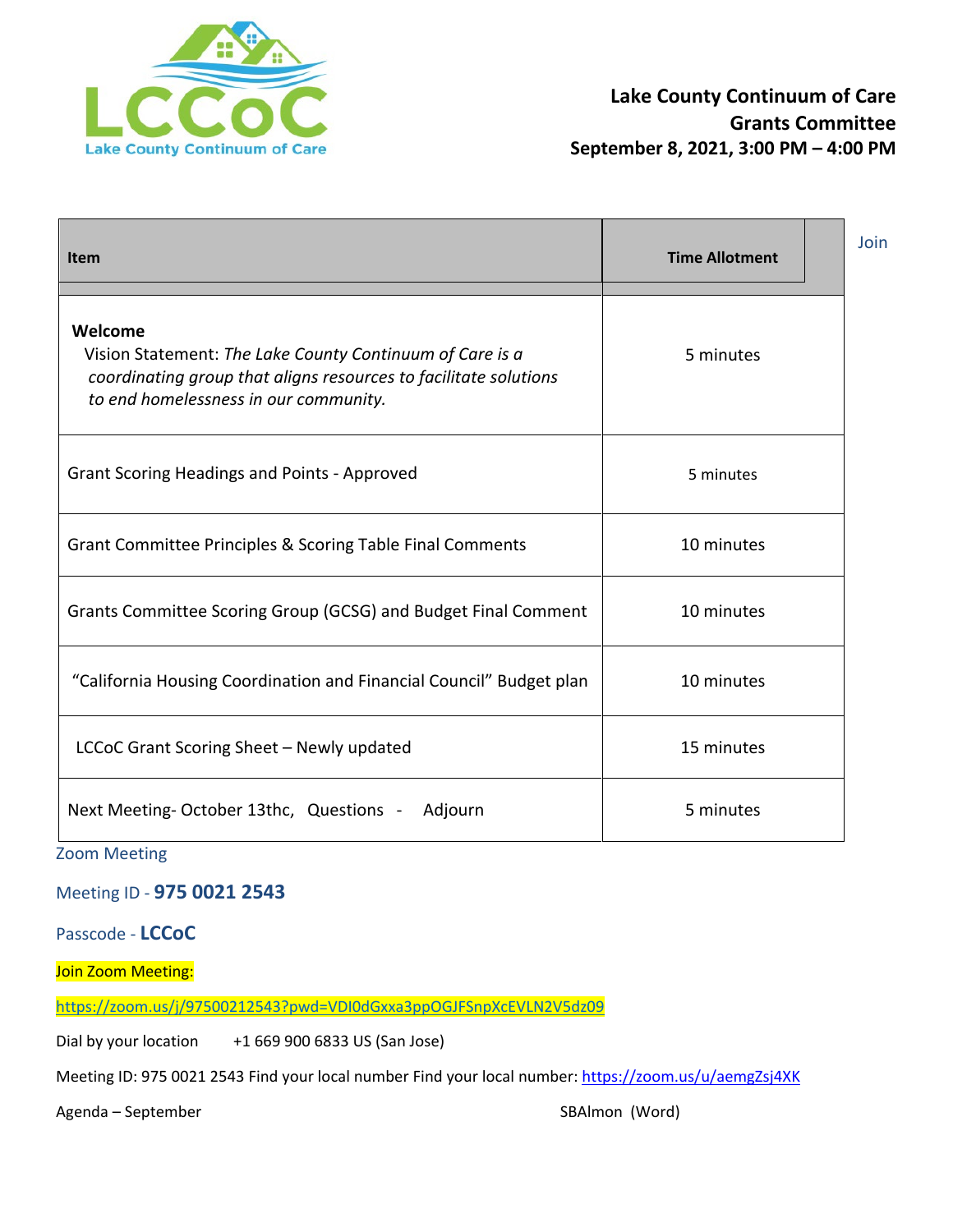**Lake County Continuum of Care**
**Grants Committee**
**September 8, 2021, 3:00 PM – 4:00 PM**

| Item | Time Allotment |
|---|---|
| **Welcome**<br>Vision Statement: *The Lake County Continuum of Care is a coordinating group that aligns resources to facilitate solutions to end homelessness in our community.* | 5 minutes |
| Grant Scoring Headings and Points - Approved | 5 minutes |
| Grant Committee Principles & Scoring Table Final Comments | 10 minutes |
| Grants Committee Scoring Group (GCSG) and Budget Final Comment | 10 minutes |
| "California Housing Coordination and Financial Council" Budget plan | 10 minutes |
| LCCoC Grant Scoring Sheet – Newly updated | 15 minutes |
| Next Meeting- October 13thc, Questions - Adjourn | 5 minutes |

Join

Zoom Meeting

Meeting ID - **975 0021 2543**

Passcode - **LCCoC**

Join Zoom Meeting:

https://zoom.us/j/97500212543?pwd=VDI0dGxxa3ppOGJFSnpXcEVLN2V5dz09

Dial by your location +1 669 900 6833 US (San Jose)

Meeting ID: 975 0021 2543 Find your local number Find your local number: https://zoom.us/u/aemgZsj4XK

Agenda – September SBAlmon (Word)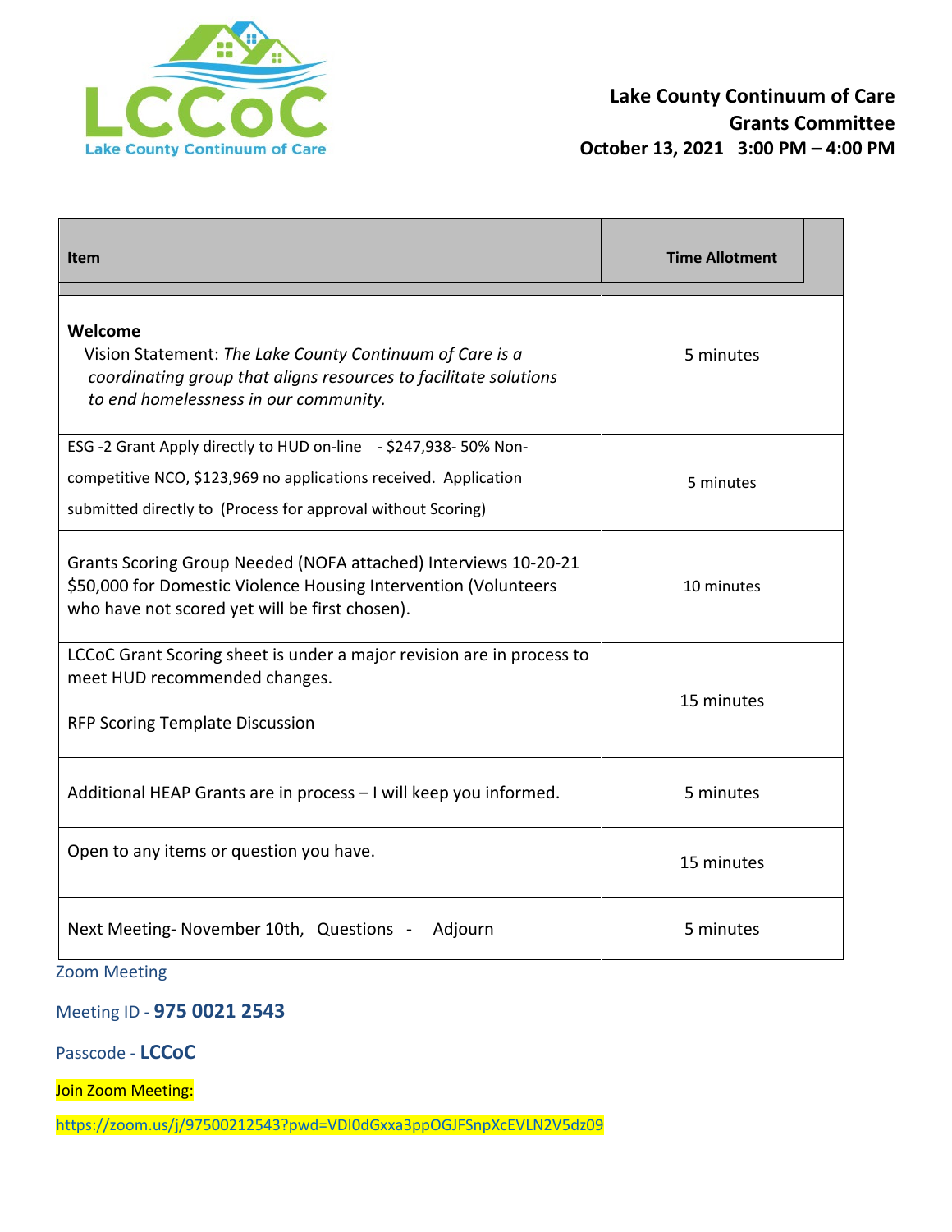# Lake County Continuum of Care
## Grants Committee
**October 13, 2021 3:00 PM – 4:00 PM**

| Item | Time Allotment |
|---|---|
| **Welcome**<br>Vision Statement: *The Lake County Continuum of Care is a coordinating group that aligns resources to facilitate solutions to end homelessness in our community.* | 5 minutes |
| ESG -2 Grant Apply directly to HUD on-line - $247,938- 50% Non-competitive NCO, $123,969 no applications received. Application submitted directly to (Process for approval without Scoring) | 5 minutes |
| Grants Scoring Group Needed (NOFA attached) Interviews 10-20-21 $50,000 for Domestic Violence Housing Intervention (Volunteers who have not scored yet will be first chosen). | 10 minutes |
| LCCoC Grant Scoring sheet is under a major revision are in process to meet HUD recommended changes.<br><br>RFP Scoring Template Discussion | 15 minutes |
| Additional HEAP Grants are in process – I will keep you informed. | 5 minutes |
| Open to any items or question you have. | 15 minutes |
| Next Meeting- November 10th, Questions - Adjourn | 5 minutes |

Zoom Meeting

Meeting ID - **975 0021 2543**

Passcode - **LCCoC**

Join Zoom Meeting:

https://zoom.us/j/97500212543?pwd=VDI0dGxxa3ppOGJFSnpXcEVLN2V5dz09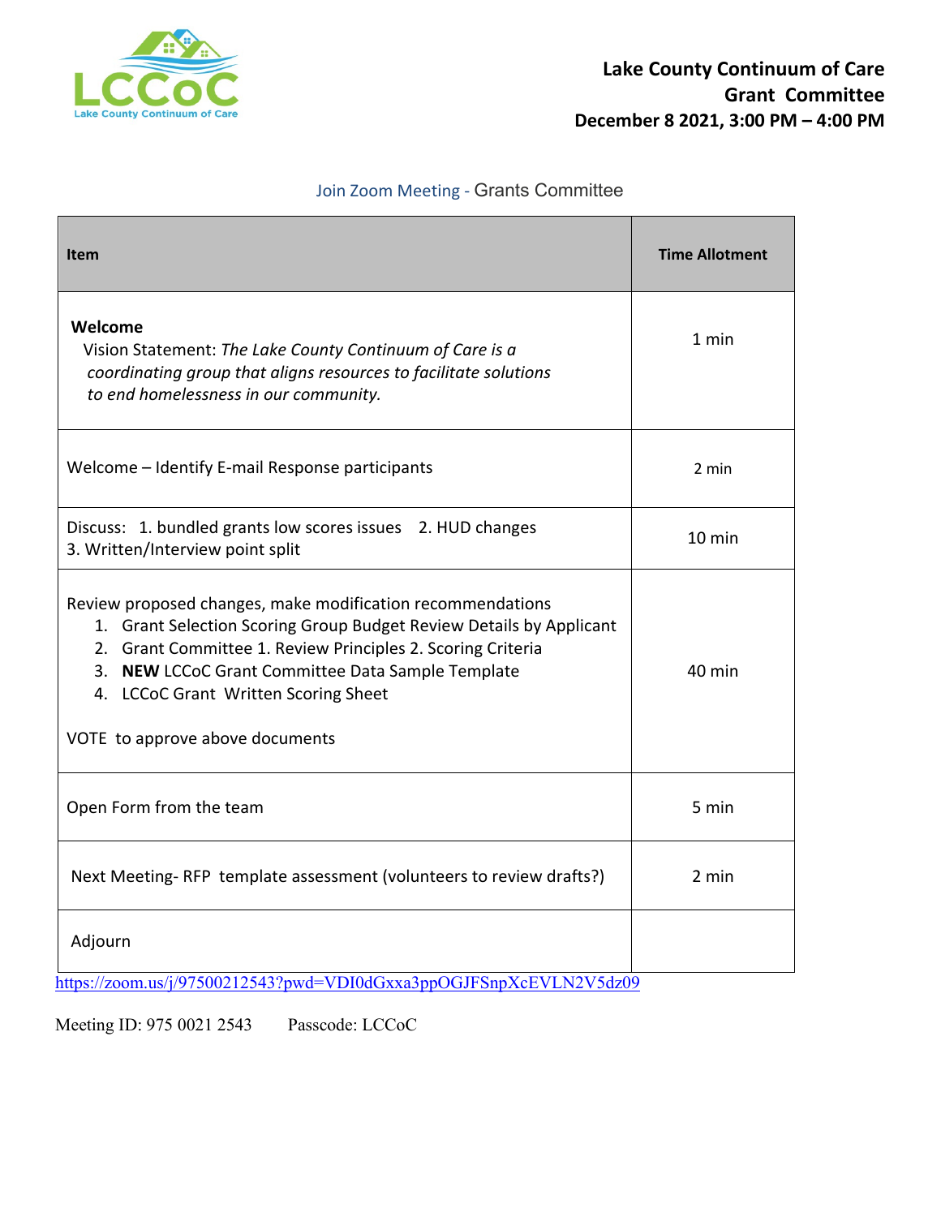LCCoC
Lake County Continuum of Care

**Lake County Continuum of Care**
**Grant Committee**
**December 8 2021, 3:00 PM – 4:00 PM**

Join Zoom Meeting - Grants Committee

| **Item** | **Time Allotment** |
|---|---|
| **Welcome**<br>Vision Statement: *The Lake County Continuum of Care is a coordinating group that aligns resources to facilitate solutions to end homelessness in our community.* | 1 min |
| Welcome – Identify E-mail Response participants | 2 min |
| Discuss: 1. bundled grants low scores issues 2. HUD changes 3. Written/Interview point split | 10 min |
| Review proposed changes, make modification recommendations<br>1. Grant Selection Scoring Group Budget Review Details by Applicant<br>2. Grant Committee 1. Review Principles 2. Scoring Criteria<br>3. **NEW** LCCoC Grant Committee Data Sample Template<br>4. LCCoC Grant Written Scoring Sheet<br><br>VOTE to approve above documents | 40 min |
| Open Form from the team | 5 min |
| Next Meeting- RFP template assessment (volunteers to review drafts?) | 2 min |
| Adjourn | |

https://zoom.us/j/97500212543?pwd=VDI0dGxxa3ppOGJFSnpXcEVLN2V5dz09

Meeting ID: 975 0021 2543 Passcode: LCCoC